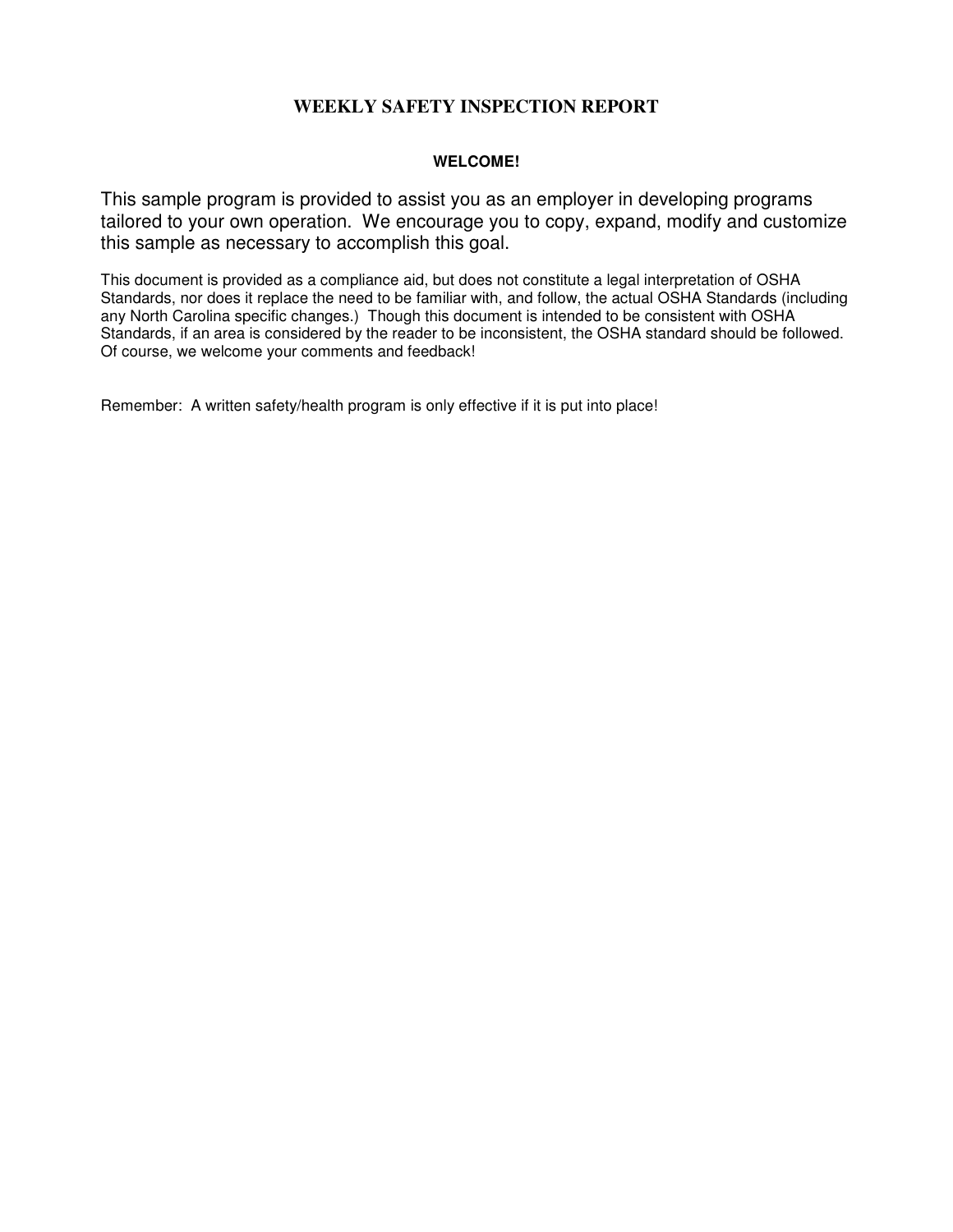# WEEKLY SAFETY INSPECTION REPORT

## WELCOME!

This sample program is provided to assist you as an employer in developing programs tailored to your own operation. We encourage you to copy, expand, modify and customize this sample as necessary to accomplish this goal.

This document is provided as a compliance aid, but does not constitute a legal interpretation of OSHA Standards, nor does it replace the need to be familiar with, and follow, the actual OSHA Standards (including any North Carolina specific changes.) Though this document is intended to be consistent with OSHA Standards, if an area is considered by the reader to be inconsistent, the OSHA standard should be followed. Of course, we welcome your comments and feedback!

Remember: A written safety/health program is only effective if it is put into place!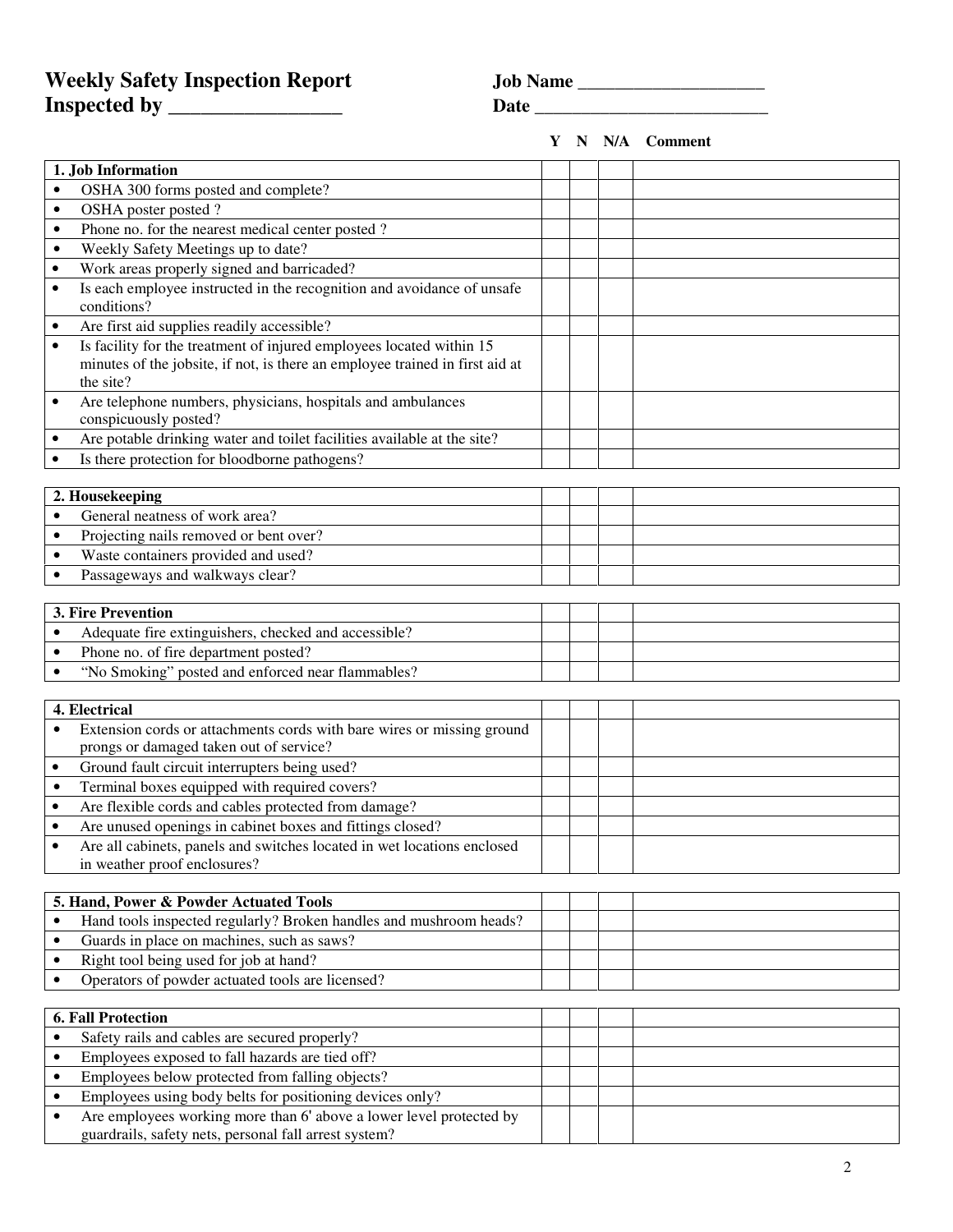**Weekly Safety Inspection Report**

**Inspected by** _________________

**Job Name** ____________________

**Date** _________________________

| | Y | N | N/A | Comment |
|---|---|---|---|---|
| **1. Job Information** | | | | |
| • OSHA 300 forms posted and complete? | | | | |
| • OSHA poster posted ? | | | | |
| • Phone no. for the nearest medical center posted ? | | | | |
| • Weekly Safety Meetings up to date? | | | | |
| • Work areas properly signed and barricaded? | | | | |
| • Is each employee instructed in the recognition and avoidance of unsafe conditions? | | | | |
| • Are first aid supplies readily accessible? | | | | |
| • Is facility for the treatment of injured employees located within 15 minutes of the jobsite, if not, is there an employee trained in first aid at the site? | | | | |
| • Are telephone numbers, physicians, hospitals and ambulances conspicuously posted? | | | | |
| • Are potable drinking water and toilet facilities available at the site? | | | | |
| • Is there protection for bloodborne pathogens? | | | | |

| | Y | N | N/A | Comment |
|---|---|---|---|---|
| **2. Housekeeping** | | | | |
| • General neatness of work area? | | | | |
| • Projecting nails removed or bent over? | | | | |
| • Waste containers provided and used? | | | | |
| • Passageways and walkways clear? | | | | |

| | Y | N | N/A | Comment |
|---|---|---|---|---|
| **3. Fire Prevention** | | | | |
| • Adequate fire extinguishers, checked and accessible? | | | | |
| • Phone no. of fire department posted? | | | | |
| • "No Smoking" posted and enforced near flammables? | | | | |

| | Y | N | N/A | Comment |
|---|---|---|---|---|
| **4. Electrical** | | | | |
| • Extension cords or attachments cords with bare wires or missing ground prongs or damaged taken out of service? | | | | |
| • Ground fault circuit interrupters being used? | | | | |
| • Terminal boxes equipped with required covers? | | | | |
| • Are flexible cords and cables protected from damage? | | | | |
| • Are unused openings in cabinet boxes and fittings closed? | | | | |
| • Are all cabinets, panels and switches located in wet locations enclosed in weather proof enclosures? | | | | |

| | Y | N | N/A | Comment |
|---|---|---|---|---|
| **5. Hand, Power & Powder Actuated Tools** | | | | |
| • Hand tools inspected regularly? Broken handles and mushroom heads? | | | | |
| • Guards in place on machines, such as saws? | | | | |
| • Right tool being used for job at hand? | | | | |
| • Operators of powder actuated tools are licensed? | | | | |

| | Y | N | N/A | Comment |
|---|---|---|---|---|
| **6. Fall Protection** | | | | |
| • Safety rails and cables are secured properly? | | | | |
| • Employees exposed to fall hazards are tied off? | | | | |
| • Employees below protected from falling objects? | | | | |
| • Employees using body belts for positioning devices only? | | | | |
| • Are employees working more than 6' above a lower level protected by guardrails, safety nets, personal fall arrest system? | | | | |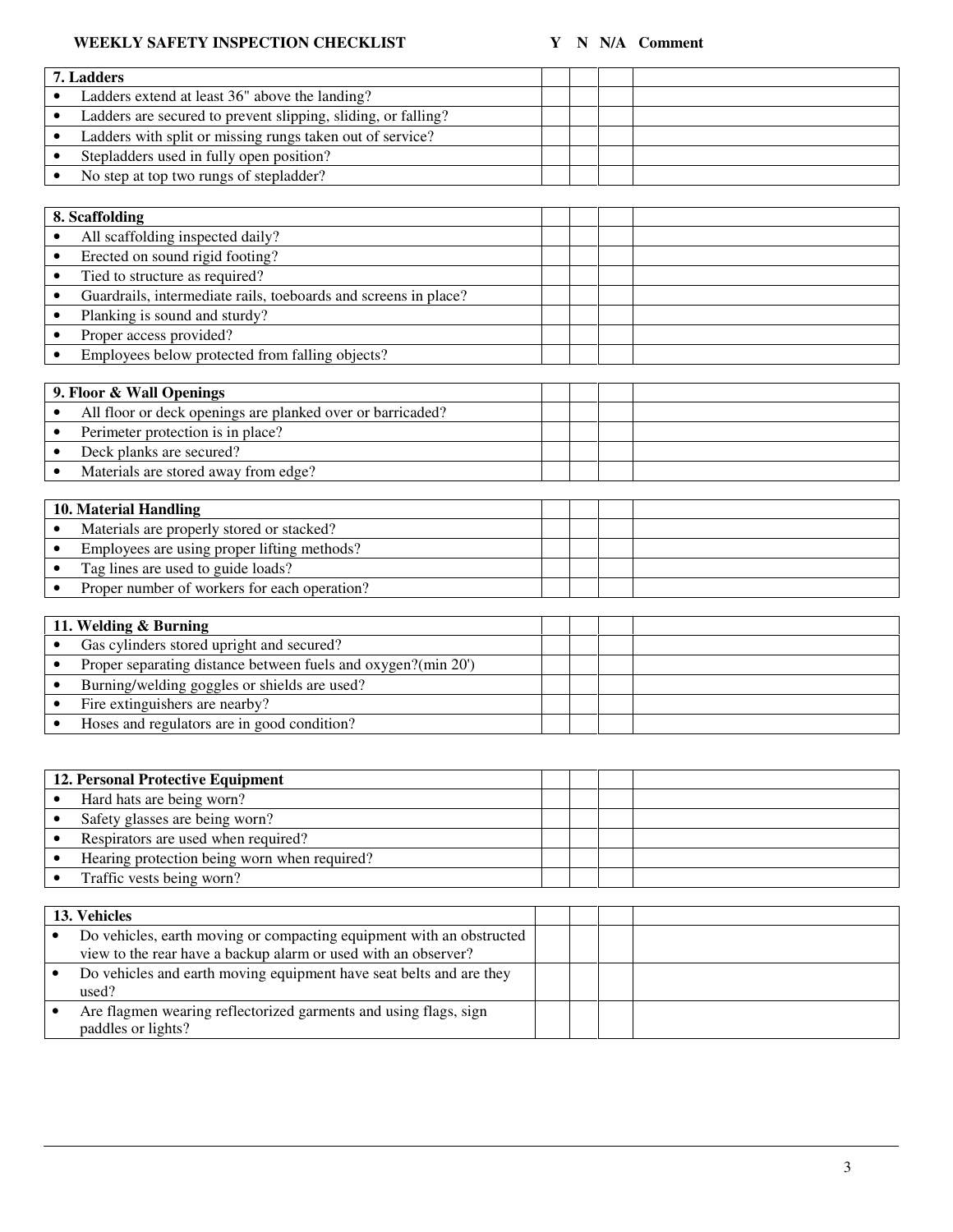**WEEKLY SAFETY INSPECTION CHECKLIST** **Y N N/A Comment**

| 7. Ladders | Y | N | N/A | Comment |
|---|---|---|---|---|
| • Ladders extend at least 36" above the landing? | | | | |
| • Ladders are secured to prevent slipping, sliding, or falling? | | | | |
| • Ladders with split or missing rungs taken out of service? | | | | |
| • Stepladders used in fully open position? | | | | |
| • No step at top two rungs of stepladder? | | | | |

| 8. Scaffolding | Y | N | N/A | Comment |
|---|---|---|---|---|
| • All scaffolding inspected daily? | | | | |
| • Erected on sound rigid footing? | | | | |
| • Tied to structure as required? | | | | |
| • Guardrails, intermediate rails, toeboards and screens in place? | | | | |
| • Planking is sound and sturdy? | | | | |
| • Proper access provided? | | | | |
| • Employees below protected from falling objects? | | | | |

| 9. Floor & Wall Openings | Y | N | N/A | Comment |
|---|---|---|---|---|
| • All floor or deck openings are planked over or barricaded? | | | | |
| • Perimeter protection is in place? | | | | |
| • Deck planks are secured? | | | | |
| • Materials are stored away from edge? | | | | |

| 10. Material Handling | Y | N | N/A | Comment |
|---|---|---|---|---|
| • Materials are properly stored or stacked? | | | | |
| • Employees are using proper lifting methods? | | | | |
| • Tag lines are used to guide loads? | | | | |
| • Proper number of workers for each operation? | | | | |

| 11. Welding & Burning | Y | N | N/A | Comment |
|---|---|---|---|---|
| • Gas cylinders stored upright and secured? | | | | |
| • Proper separating distance between fuels and oxygen?(min 20') | | | | |
| • Burning/welding goggles or shields are used? | | | | |
| • Fire extinguishers are nearby? | | | | |
| • Hoses and regulators are in good condition? | | | | |

| 12. Personal Protective Equipment | Y | N | N/A | Comment |
|---|---|---|---|---|
| • Hard hats are being worn? | | | | |
| • Safety glasses are being worn? | | | | |
| • Respirators are used when required? | | | | |
| • Hearing protection being worn when required? | | | | |
| • Traffic vests being worn? | | | | |

| 13. Vehicles | Y | N | N/A | Comment |
|---|---|---|---|---|
| • Do vehicles, earth moving or compacting equipment with an obstructed view to the rear have a backup alarm or used with an observer? | | | | |
| • Do vehicles and earth moving equipment have seat belts and are they used? | | | | |
| • Are flagmen wearing reflectorized garments and using flags, sign paddles or lights? | | | | |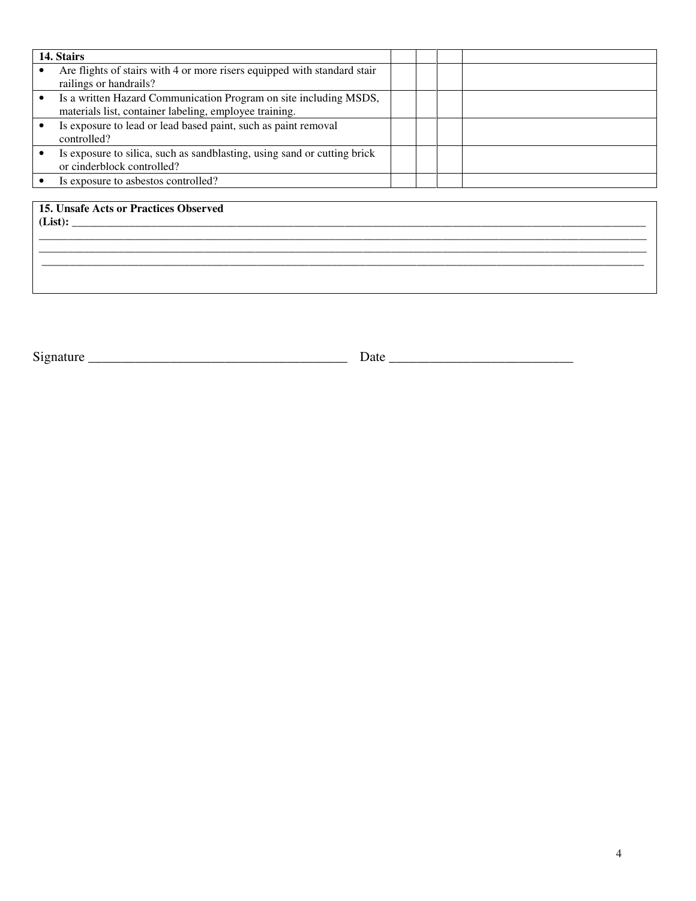| 14. Stairs | | | |
|---|---|---|---|
| • Are flights of stairs with 4 or more risers equipped with standard stair railings or handrails? | | | |
| • Is a written Hazard Communication Program on site including MSDS, materials list, container labeling, employee training. | | | |
| • Is exposure to lead or lead based paint, such as paint removal controlled? | | | |
| • Is exposure to silica, such as sandblasting, using sand or cutting brick or cinderblock controlled? | | | |
| • Is exposure to asbestos controlled? | | | |

**15. Unsafe Acts or Practices Observed**

**(List):** ____________________________________________________________________________________________

____________________________________________________________________________________________

____________________________________________________________________________________________

____________________________________________________________________________________________

Signature ______________________________________ Date ___________________________